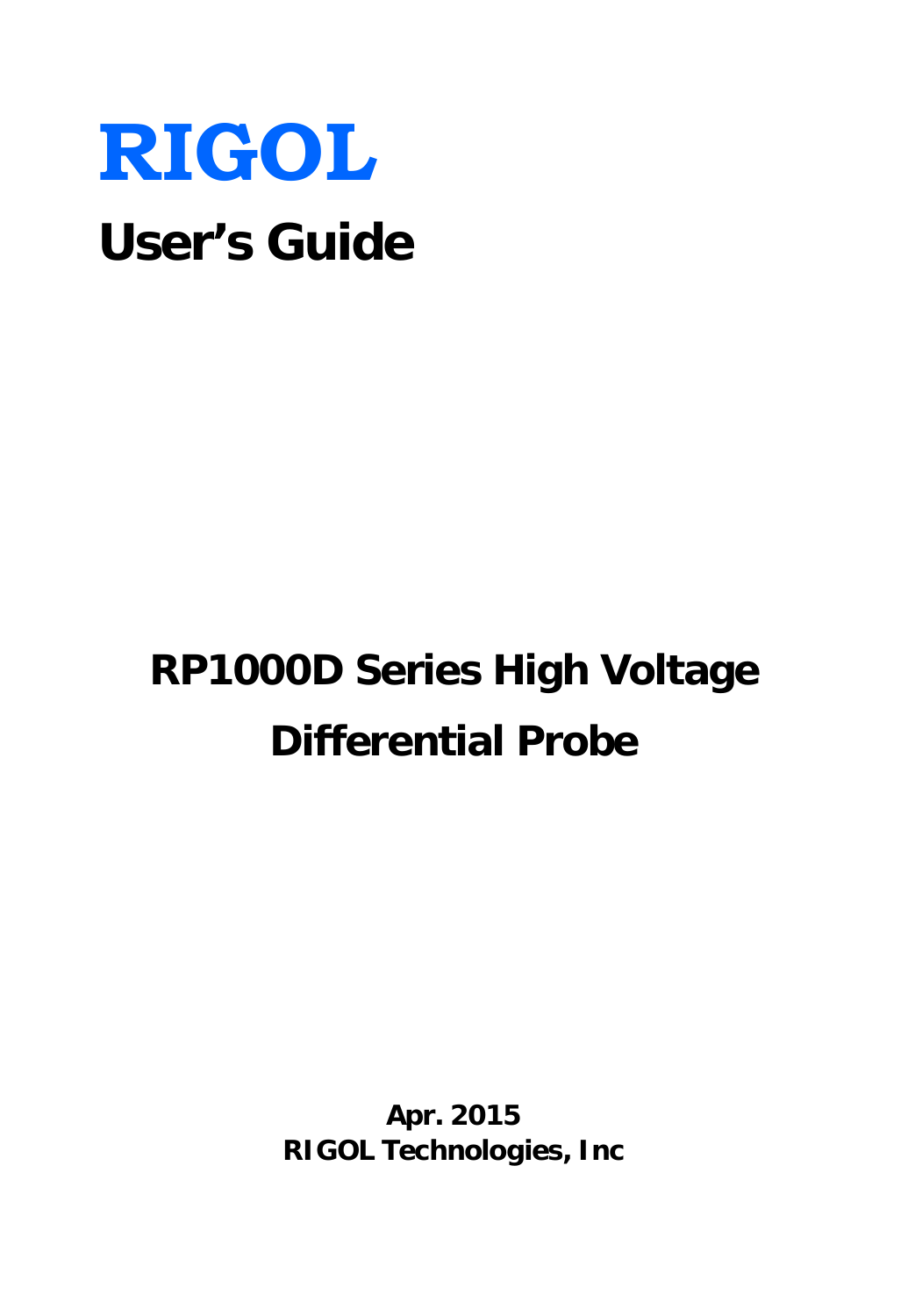# RIGOL

# User's Guide

## RP1000D Series High Voltage Differential Probe

**Apr. 2015**
**RIGOL Technologies, Inc**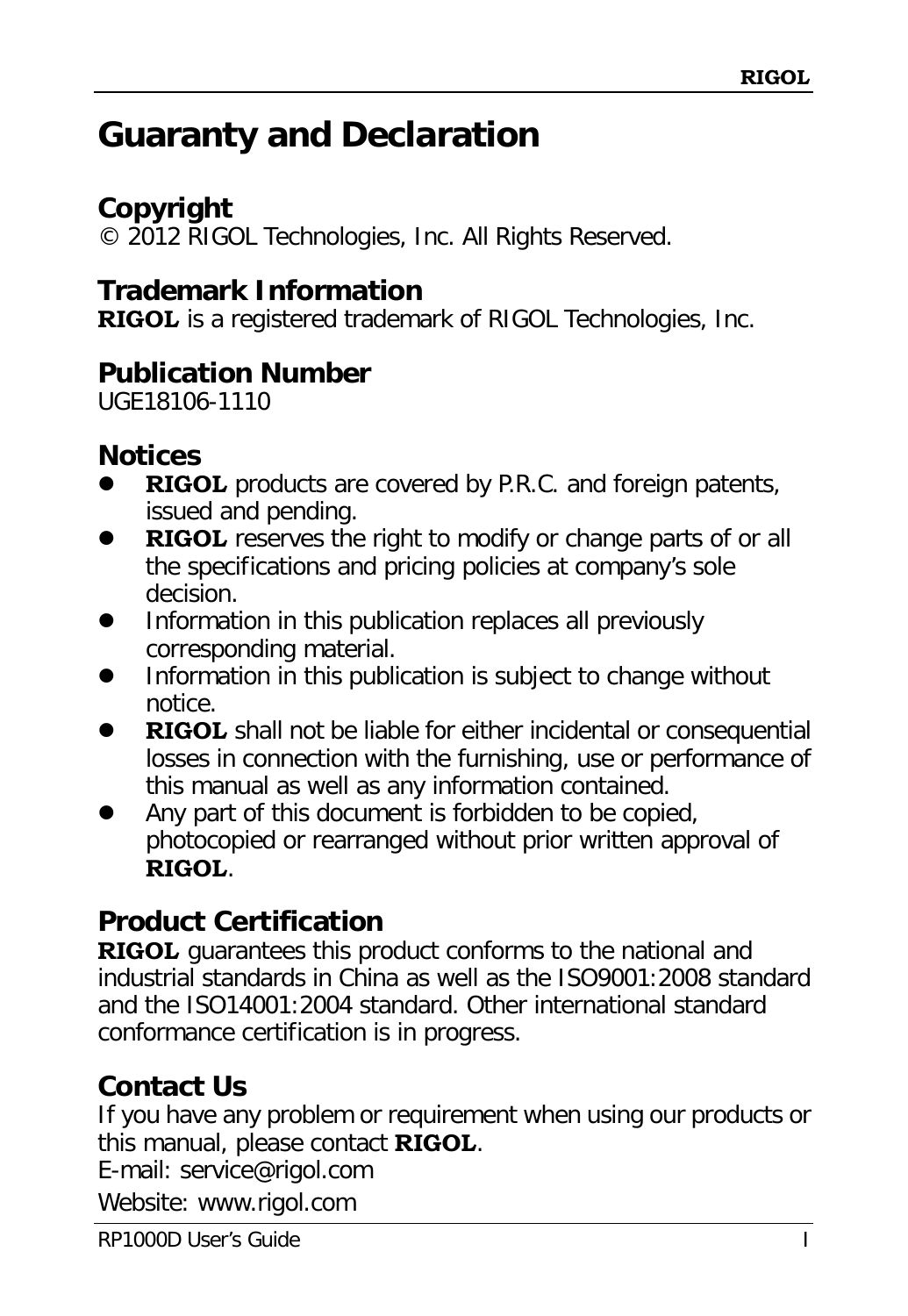# Guaranty and Declaration

## Copyright

© 2012 RIGOL Technologies, Inc. All Rights Reserved.

## Trademark Information

**RIGOL** is a registered trademark of RIGOL Technologies, Inc.

## Publication Number

UGE18106-1110

## Notices

- **RIGOL** products are covered by P.R.C. and foreign patents, issued and pending.
- **RIGOL** reserves the right to modify or change parts of or all the specifications and pricing policies at company's sole decision.
- Information in this publication replaces all previously corresponding material.
- Information in this publication is subject to change without notice.
- **RIGOL** shall not be liable for either incidental or consequential losses in connection with the furnishing, use or performance of this manual as well as any information contained.
- Any part of this document is forbidden to be copied, photocopied or rearranged without prior written approval of **RIGOL**.

## Product Certification

**RIGOL** guarantees this product conforms to the national and industrial standards in China as well as the ISO9001:2008 standard and the ISO14001:2004 standard. Other international standard conformance certification is in progress.

## Contact Us

If you have any problem or requirement when using our products or this manual, please contact **RIGOL**.

E-mail: service@rigol.com

Website: www.rigol.com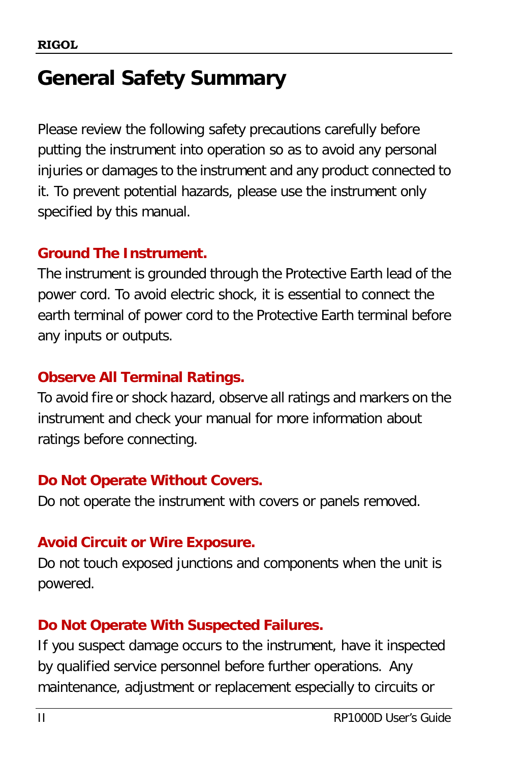# General Safety Summary

Please review the following safety precautions carefully before putting the instrument into operation so as to avoid any personal injuries or damages to the instrument and any product connected to it. To prevent potential hazards, please use the instrument only specified by this manual.

**Ground The Instrument.**

The instrument is grounded through the Protective Earth lead of the power cord. To avoid electric shock, it is essential to connect the earth terminal of power cord to the Protective Earth terminal before any inputs or outputs.

**Observe All Terminal Ratings.**

To avoid fire or shock hazard, observe all ratings and markers on the instrument and check your manual for more information about ratings before connecting.

**Do Not Operate Without Covers.**

Do not operate the instrument with covers or panels removed.

**Avoid Circuit or Wire Exposure.**

Do not touch exposed junctions and components when the unit is powered.

**Do Not Operate With Suspected Failures.**

If you suspect damage occurs to the instrument, have it inspected by qualified service personnel before further operations. Any maintenance, adjustment or replacement especially to circuits or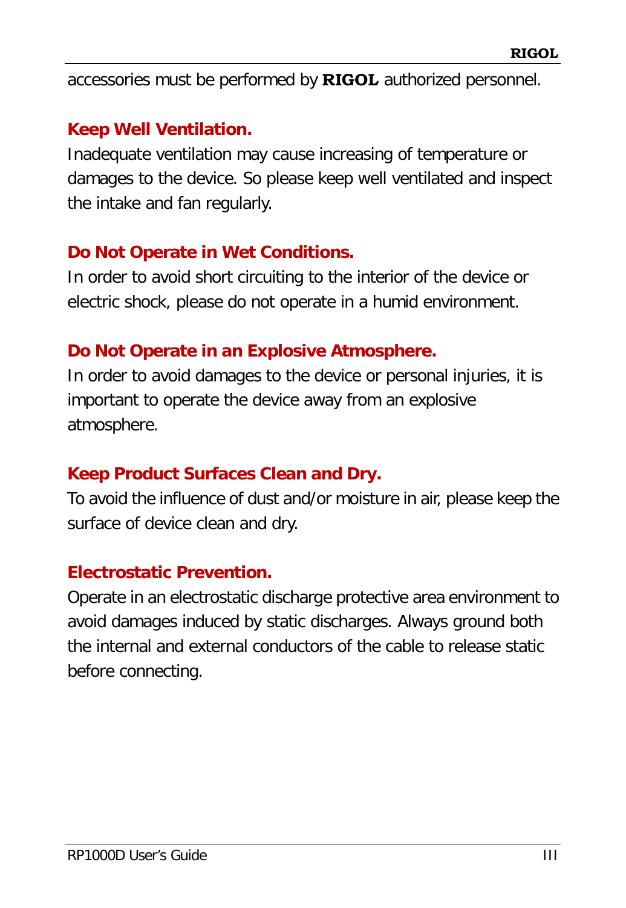accessories must be performed by **RIGOL** authorized personnel.

**Keep Well Ventilation.**

Inadequate ventilation may cause increasing of temperature or damages to the device. So please keep well ventilated and inspect the intake and fan regularly.

**Do Not Operate in Wet Conditions.**

In order to avoid short circuiting to the interior of the device or electric shock, please do not operate in a humid environment.

**Do Not Operate in an Explosive Atmosphere.**

In order to avoid damages to the device or personal injuries, it is important to operate the device away from an explosive atmosphere.

**Keep Product Surfaces Clean and Dry.**

To avoid the influence of dust and/or moisture in air, please keep the surface of device clean and dry.

**Electrostatic Prevention.**

Operate in an electrostatic discharge protective area environment to avoid damages induced by static discharges. Always ground both the internal and external conductors of the cable to release static before connecting.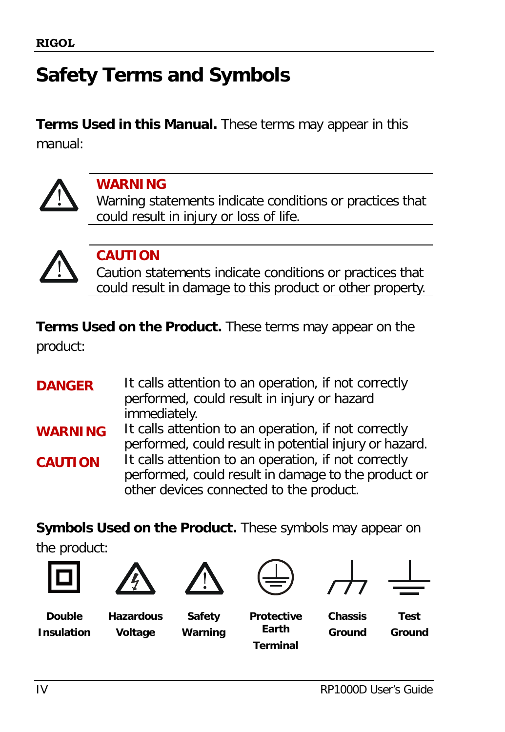# Safety Terms and Symbols

**Terms Used in this Manual.** These terms may appear in this manual:

**WARNING**
Warning statements indicate conditions or practices that could result in injury or loss of life.

**CAUTION**
Caution statements indicate conditions or practices that could result in damage to this product or other property.

**Terms Used on the Product.** These terms may appear on the product:

**DANGER** It calls attention to an operation, if not correctly performed, could result in injury or hazard immediately.

**WARNING** It calls attention to an operation, if not correctly performed, could result in potential injury or hazard.

**CAUTION** It calls attention to an operation, if not correctly performed, could result in damage to the product or other devices connected to the product.

**Symbols Used on the Product.** These symbols may appear on the product:

| Double Insulation | Hazardous Voltage | Safety Warning | Protective Earth Terminal | Chassis Ground | Test Ground |
|---|---|---|---|---|---|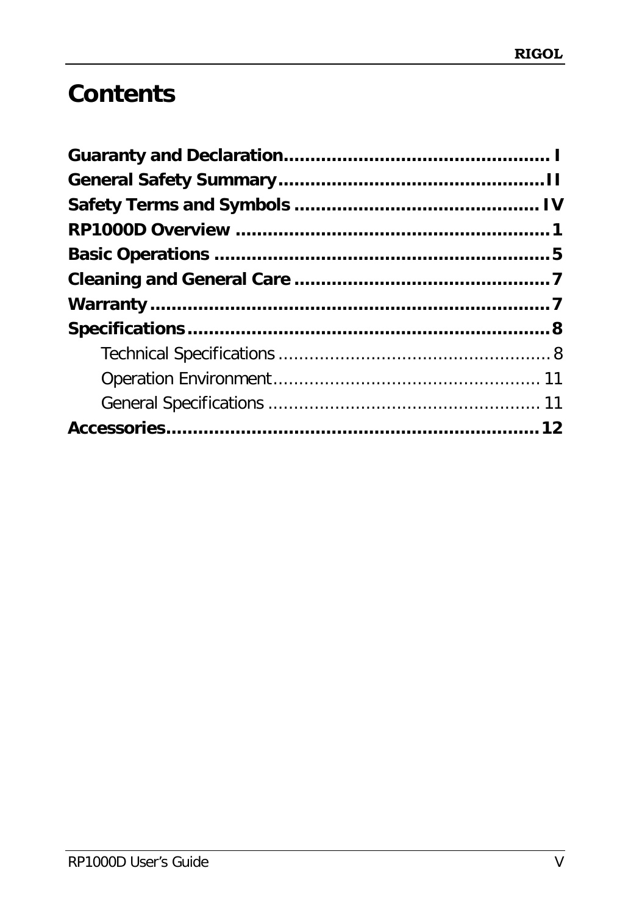# Contents

**Guaranty and Declaration................................................ I**
**General Safety Summary................................................II**
**Safety Terms and Symbols ........................................... IV**
**RP1000D Overview .......................................................1**
**Basic Operations ..........................................................5**
**Cleaning and General Care ...........................................7**
**Warranty.......................................................................7**
**Specifications................................................................8**
Technical Specifications ..................................................... 8
Operation Environment..................................................... 11
General Specifications ..................................................... 11
**Accessories..................................................................12**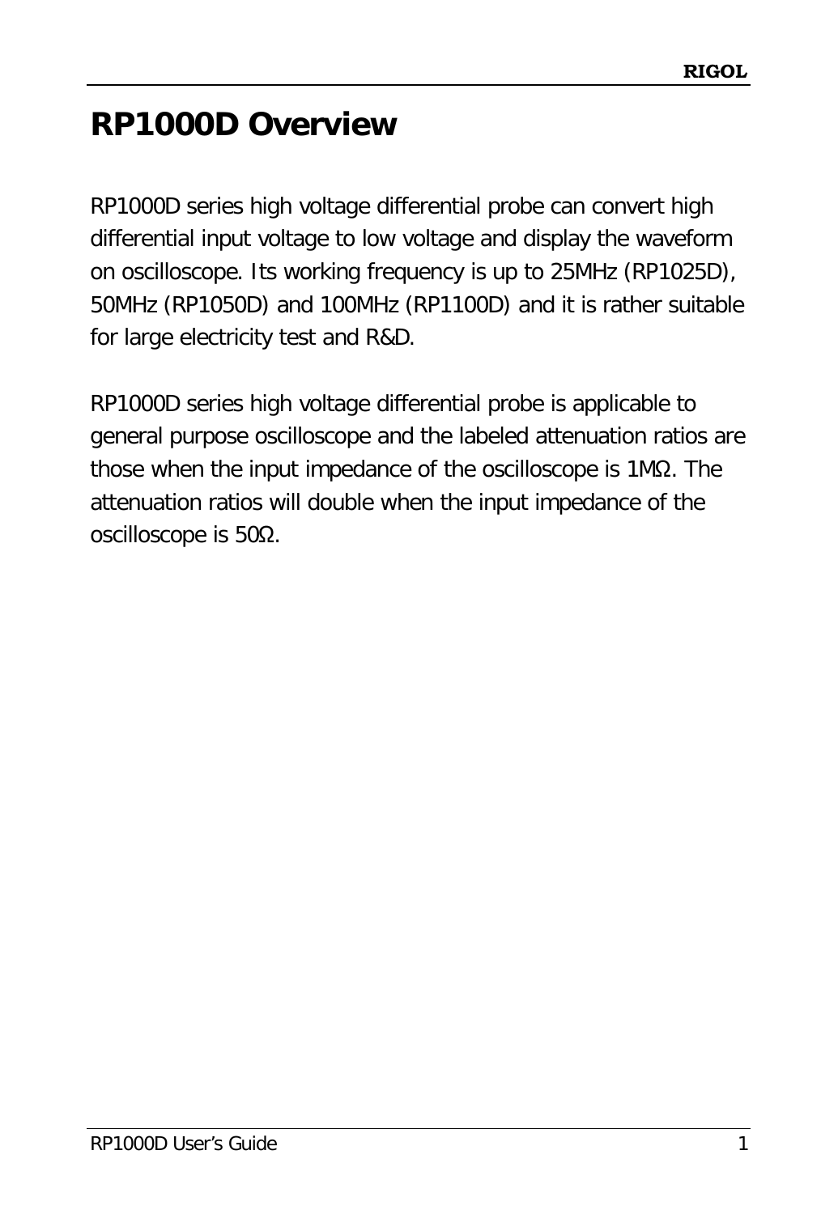# RP1000D Overview

RP1000D series high voltage differential probe can convert high differential input voltage to low voltage and display the waveform on oscilloscope. Its working frequency is up to 25MHz (RP1025D), 50MHz (RP1050D) and 100MHz (RP1100D) and it is rather suitable for large electricity test and R&D.

RP1000D series high voltage differential probe is applicable to general purpose oscilloscope and the labeled attenuation ratios are those when the input impedance of the oscilloscope is 1MΩ. The attenuation ratios will double when the input impedance of the oscilloscope is 50Ω.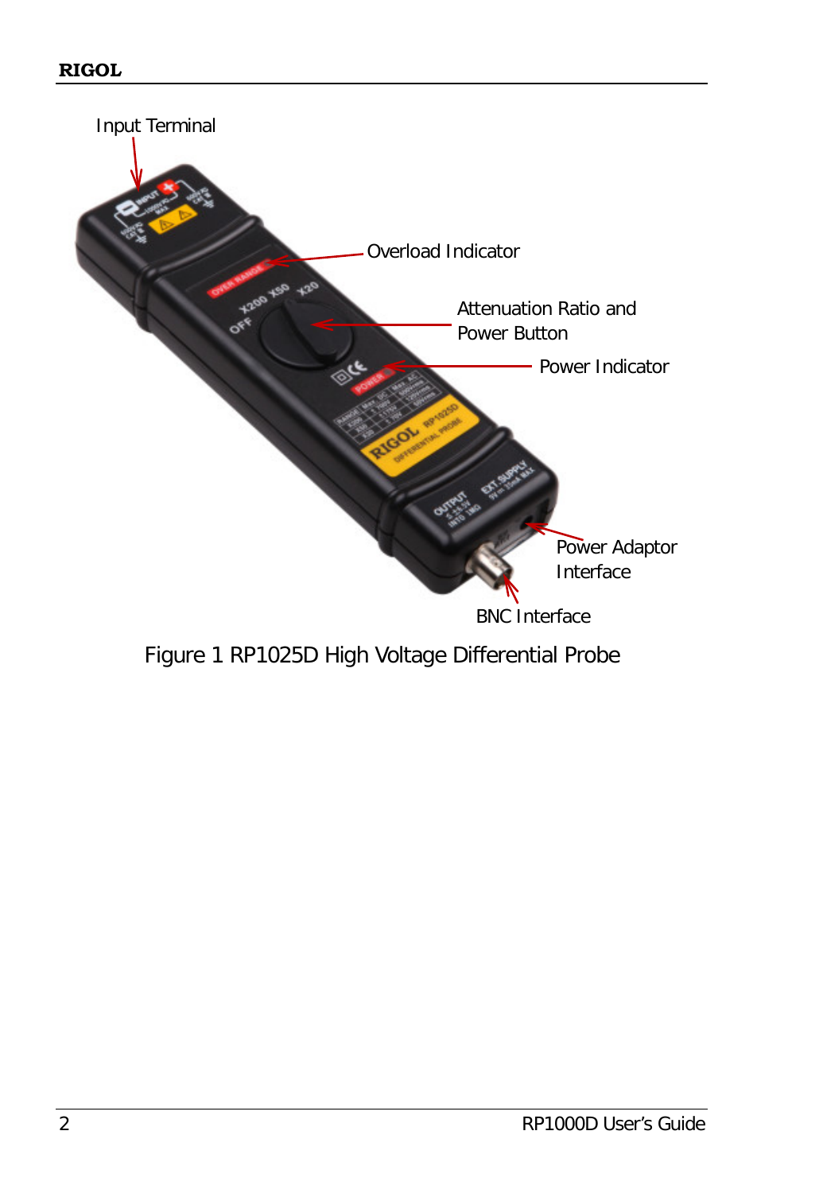Input Terminal

Overload Indicator

Attenuation Ratio and Power Button

Power Indicator

Power Adaptor Interface

BNC Interface

Figure 1 RP1025D High Voltage Differential Probe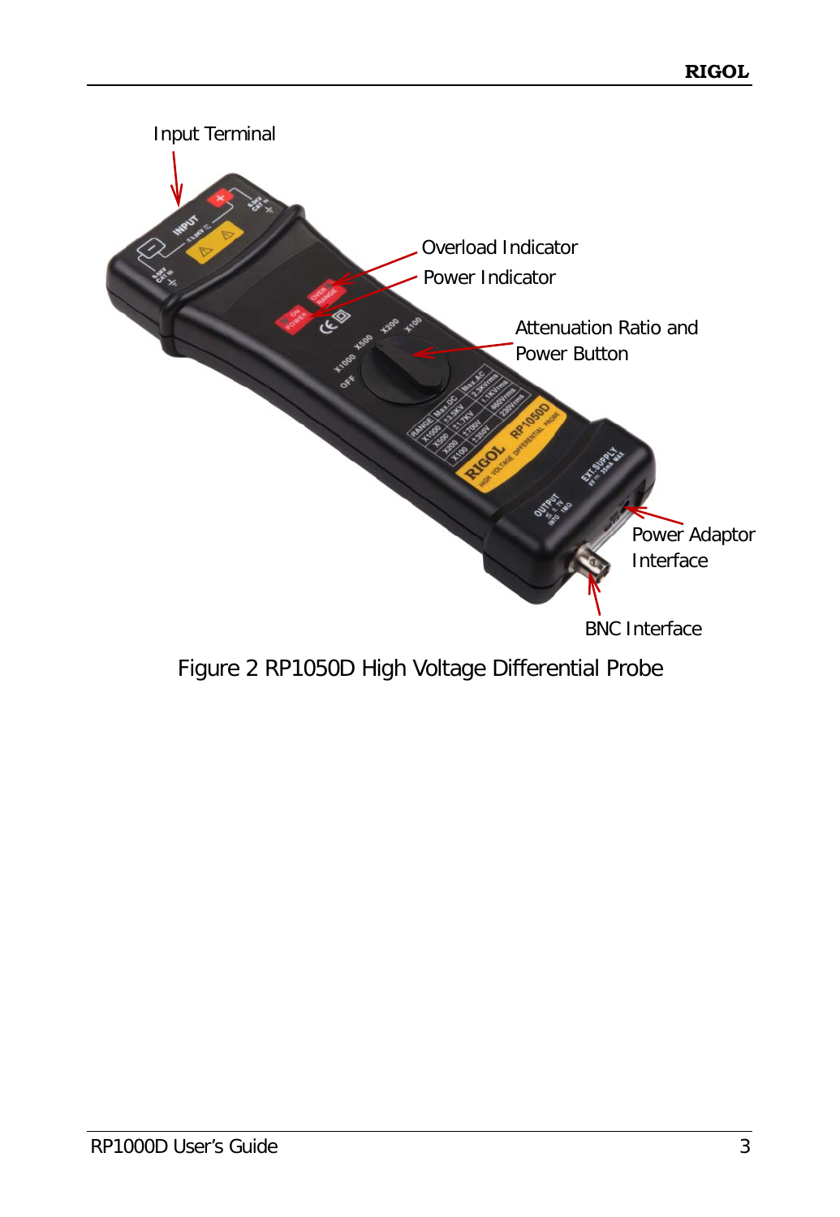Figure 2 RP1050D High Voltage Differential Probe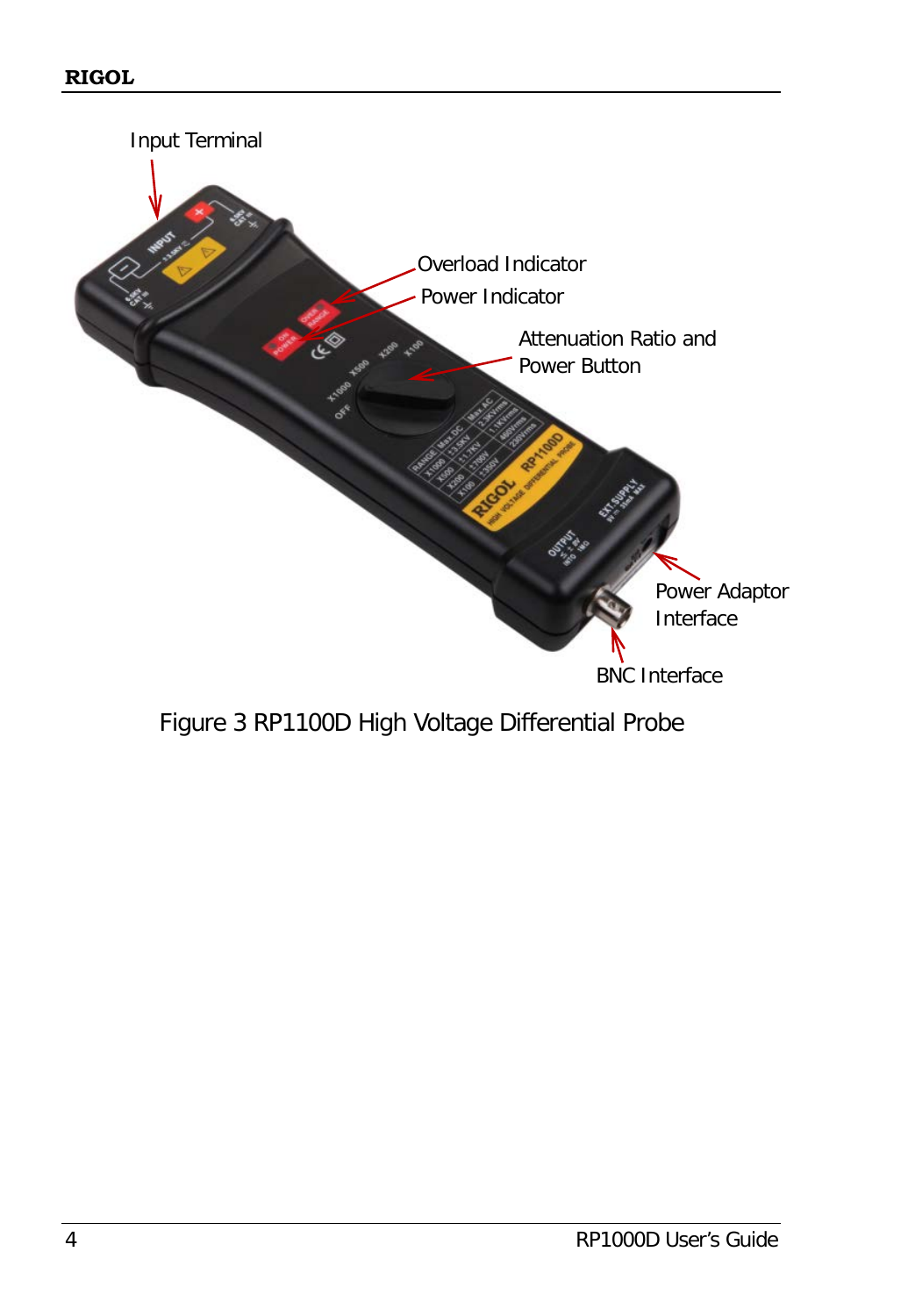Input Terminal

Overload Indicator

Power Indicator

Attenuation Ratio and Power Button

Power Adaptor Interface

BNC Interface

Figure 3 RP1100D High Voltage Differential Probe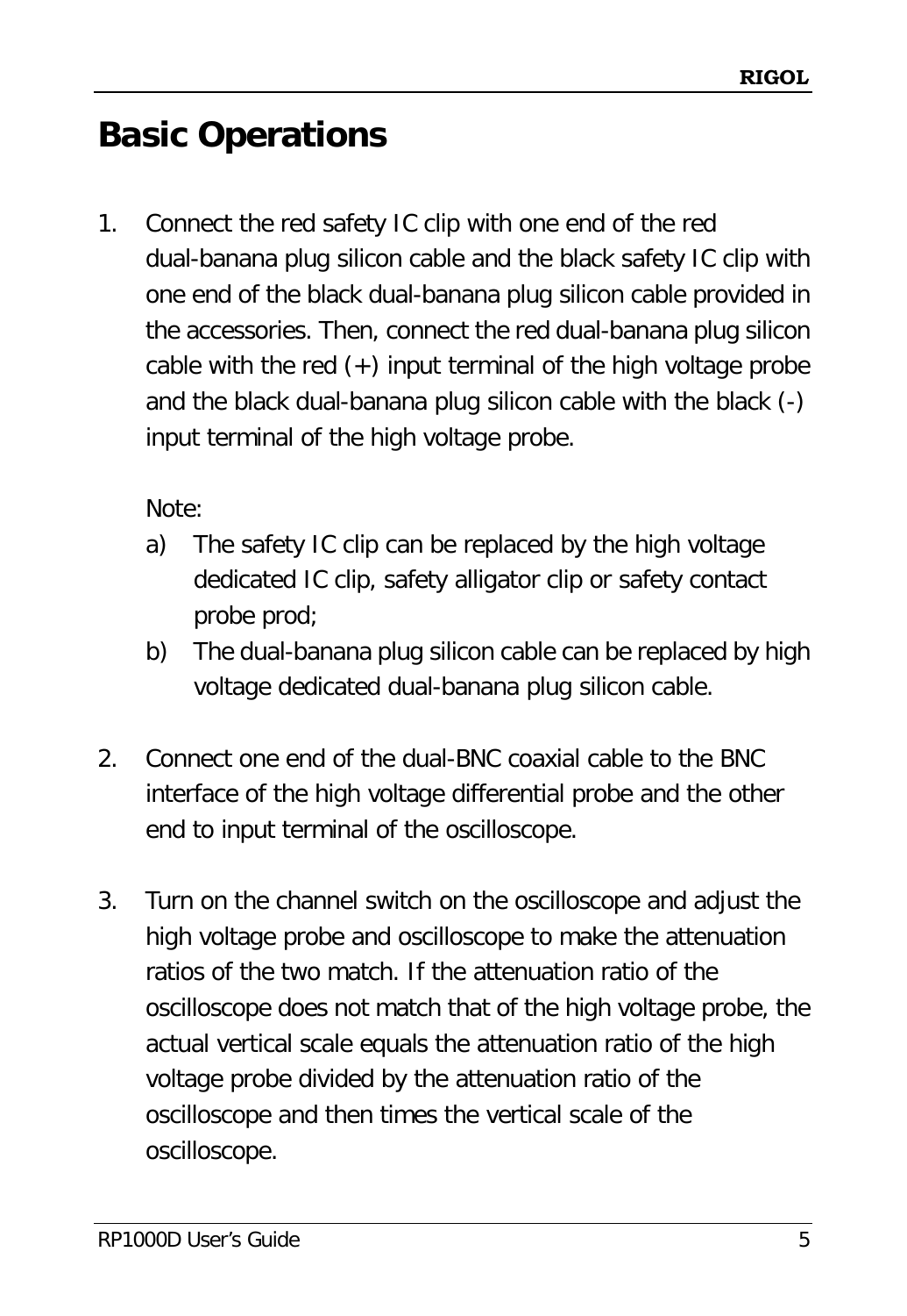# Basic Operations

1. Connect the red safety IC clip with one end of the red dual-banana plug silicon cable and the black safety IC clip with one end of the black dual-banana plug silicon cable provided in the accessories. Then, connect the red dual-banana plug silicon cable with the red (+) input terminal of the high voltage probe and the black dual-banana plug silicon cable with the black (-) input terminal of the high voltage probe.

   Note:

   a) The safety IC clip can be replaced by the high voltage dedicated IC clip, safety alligator clip or safety contact probe prod;

   b) The dual-banana plug silicon cable can be replaced by high voltage dedicated dual-banana plug silicon cable.

2. Connect one end of the dual-BNC coaxial cable to the BNC interface of the high voltage differential probe and the other end to input terminal of the oscilloscope.

3. Turn on the channel switch on the oscilloscope and adjust the high voltage probe and oscilloscope to make the attenuation ratios of the two match. If the attenuation ratio of the oscilloscope does not match that of the high voltage probe, the actual vertical scale equals the attenuation ratio of the high voltage probe divided by the attenuation ratio of the oscilloscope and then times the vertical scale of the oscilloscope.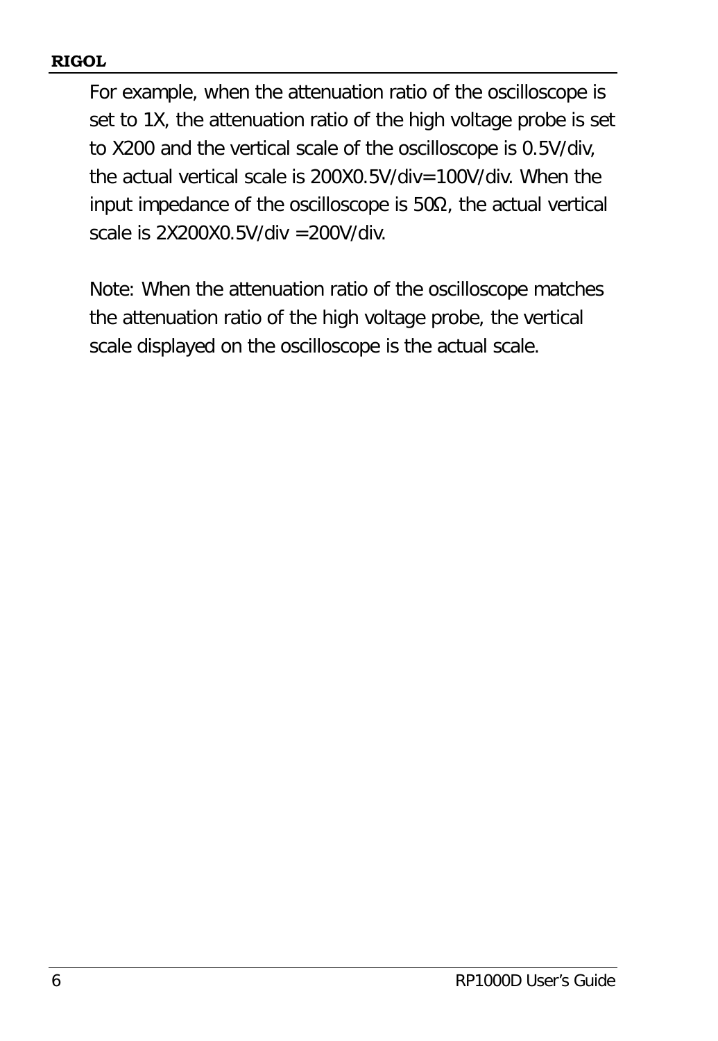For example, when the attenuation ratio of the oscilloscope is set to 1X, the attenuation ratio of the high voltage probe is set to X200 and the vertical scale of the oscilloscope is 0.5V/div, the actual vertical scale is 200X0.5V/div=100V/div. When the input impedance of the oscilloscope is 50Ω, the actual vertical scale is 2X200X0.5V/div =200V/div.

Note: When the attenuation ratio of the oscilloscope matches the attenuation ratio of the high voltage probe, the vertical scale displayed on the oscilloscope is the actual scale.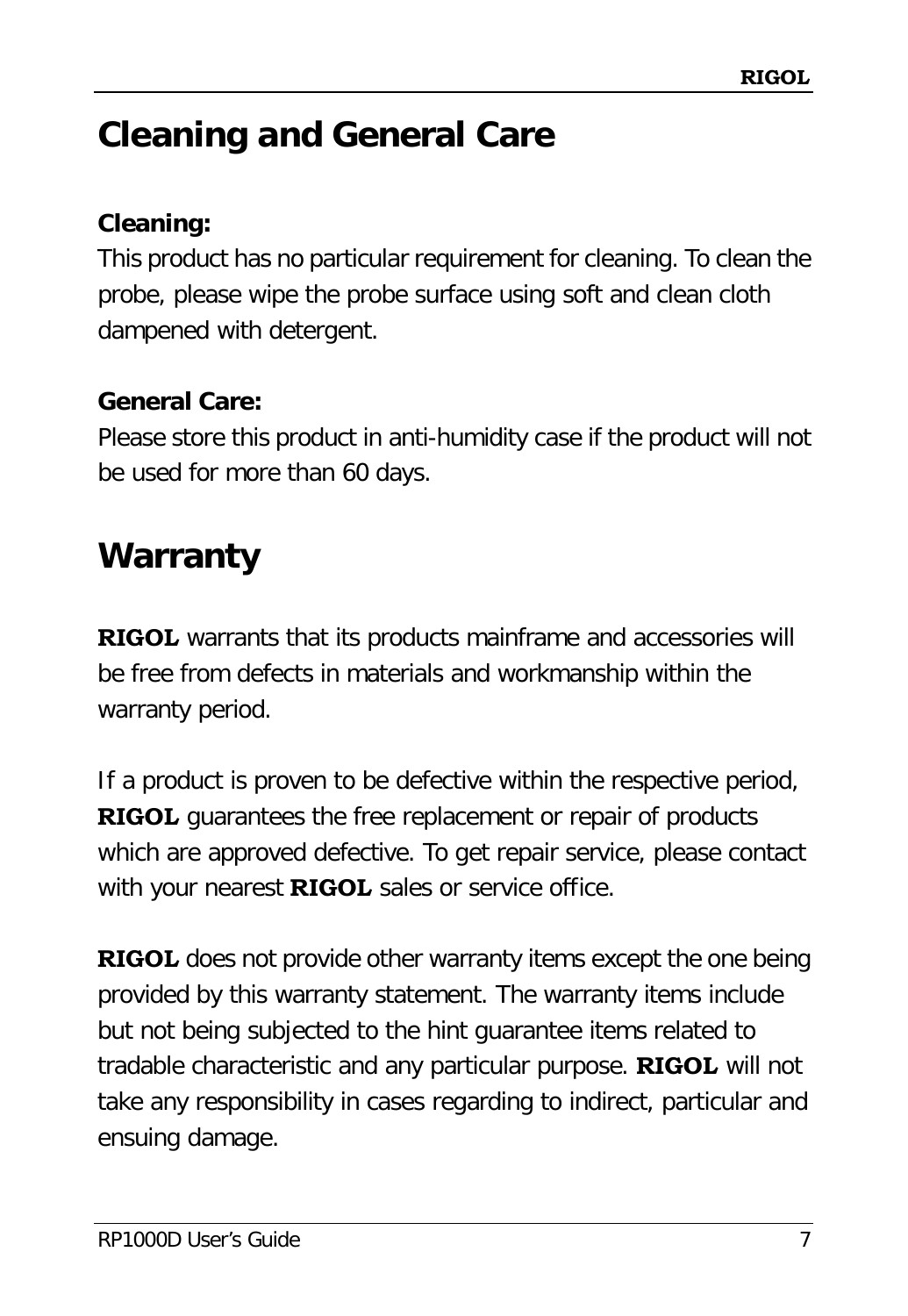# Cleaning and General Care

**Cleaning:**

This product has no particular requirement for cleaning. To clean the probe, please wipe the probe surface using soft and clean cloth dampened with detergent.

**General Care:**

Please store this product in anti-humidity case if the product will not be used for more than 60 days.

# Warranty

**RIGOL** warrants that its products mainframe and accessories will be free from defects in materials and workmanship within the warranty period.

If a product is proven to be defective within the respective period, **RIGOL** guarantees the free replacement or repair of products which are approved defective. To get repair service, please contact with your nearest **RIGOL** sales or service office.

**RIGOL** does not provide other warranty items except the one being provided by this warranty statement. The warranty items include but not being subjected to the hint guarantee items related to tradable characteristic and any particular purpose. **RIGOL** will not take any responsibility in cases regarding to indirect, particular and ensuing damage.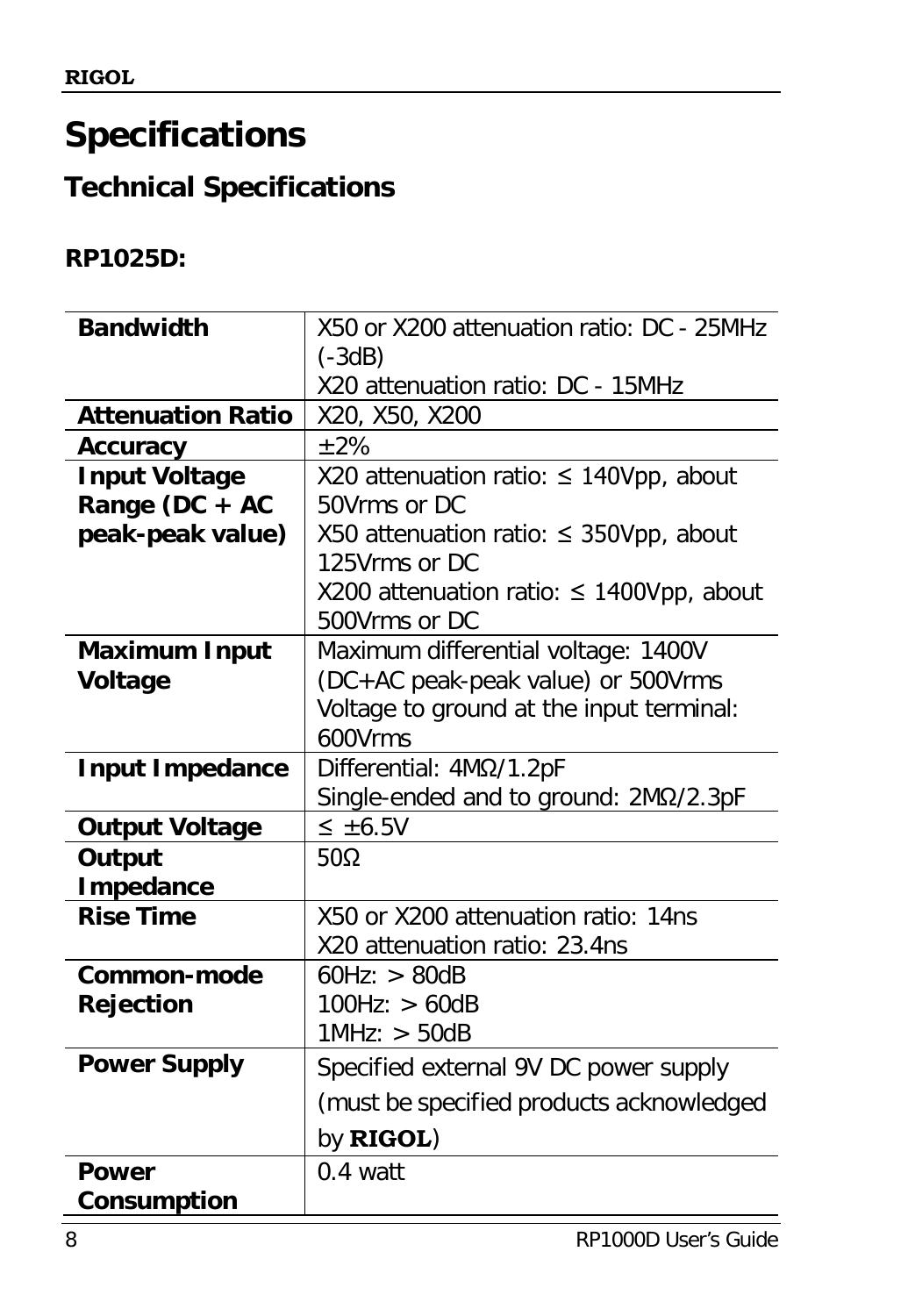# Specifications

## Technical Specifications

### RP1025D:

| | |
|---|---|
| **Bandwidth** | X50 or X200 attenuation ratio: DC - 25MHz (-3dB)<br>X20 attenuation ratio: DC - 15MHz |
| **Attenuation Ratio** | X20, X50, X200 |
| **Accuracy** | ±2% |
| **Input Voltage Range (DC + AC peak-peak value)** | X20 attenuation ratio: ≤ 140Vpp, about 50Vrms or DC<br>X50 attenuation ratio: ≤ 350Vpp, about 125Vrms or DC<br>X200 attenuation ratio: ≤ 1400Vpp, about 500Vrms or DC |
| **Maximum Input Voltage** | Maximum differential voltage: 1400V (DC+AC peak-peak value) or 500Vrms<br>Voltage to ground at the input terminal: 600Vrms |
| **Input Impedance** | Differential: 4MΩ/1.2pF<br>Single-ended and to ground: 2MΩ/2.3pF |
| **Output Voltage** | ≤ ±6.5V |
| **Output Impedance** | 50Ω |
| **Rise Time** | X50 or X200 attenuation ratio: 14ns<br>X20 attenuation ratio: 23.4ns |
| **Common-mode Rejection** | 60Hz: > 80dB<br>100Hz: > 60dB<br>1MHz: > 50dB |
| **Power Supply** | Specified external 9V DC power supply (must be specified products acknowledged by **RIGOL**) |
| **Power Consumption** | 0.4 watt |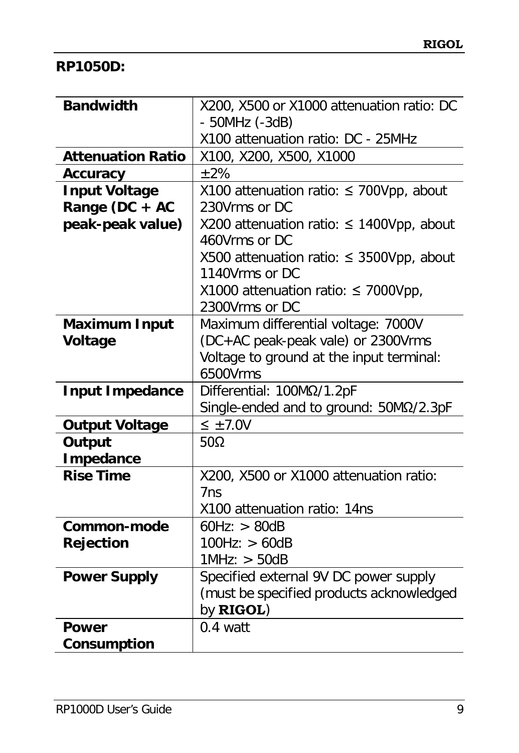**RP1050D:**

| | |
|---|---|
| **Bandwidth** | X200, X500 or X1000 attenuation ratio: DC - 50MHz (-3dB)<br>X100 attenuation ratio: DC - 25MHz |
| **Attenuation Ratio** | X100, X200, X500, X1000 |
| **Accuracy** | ±2% |
| **Input Voltage Range (DC + AC peak-peak value)** | X100 attenuation ratio: ≤ 700Vpp, about 230Vrms or DC<br>X200 attenuation ratio: ≤ 1400Vpp, about 460Vrms or DC<br>X500 attenuation ratio: ≤ 3500Vpp, about 1140Vrms or DC<br>X1000 attenuation ratio: ≤ 7000Vpp, 2300Vrms or DC |
| **Maximum Input Voltage** | Maximum differential voltage: 7000V (DC+AC peak-peak vale) or 2300Vrms<br>Voltage to ground at the input terminal: 6500Vrms |
| **Input Impedance** | Differential: 100MΩ/1.2pF<br>Single-ended and to ground: 50MΩ/2.3pF |
| **Output Voltage** | ≤ ±7.0V |
| **Output Impedance** | 50Ω |
| **Rise Time** | X200, X500 or X1000 attenuation ratio: 7ns<br>X100 attenuation ratio: 14ns |
| **Common-mode Rejection** | 60Hz: > 80dB<br>100Hz: > 60dB<br>1MHz: > 50dB |
| **Power Supply** | Specified external 9V DC power supply (must be specified products acknowledged by **RIGOL**) |
| **Power Consumption** | 0.4 watt |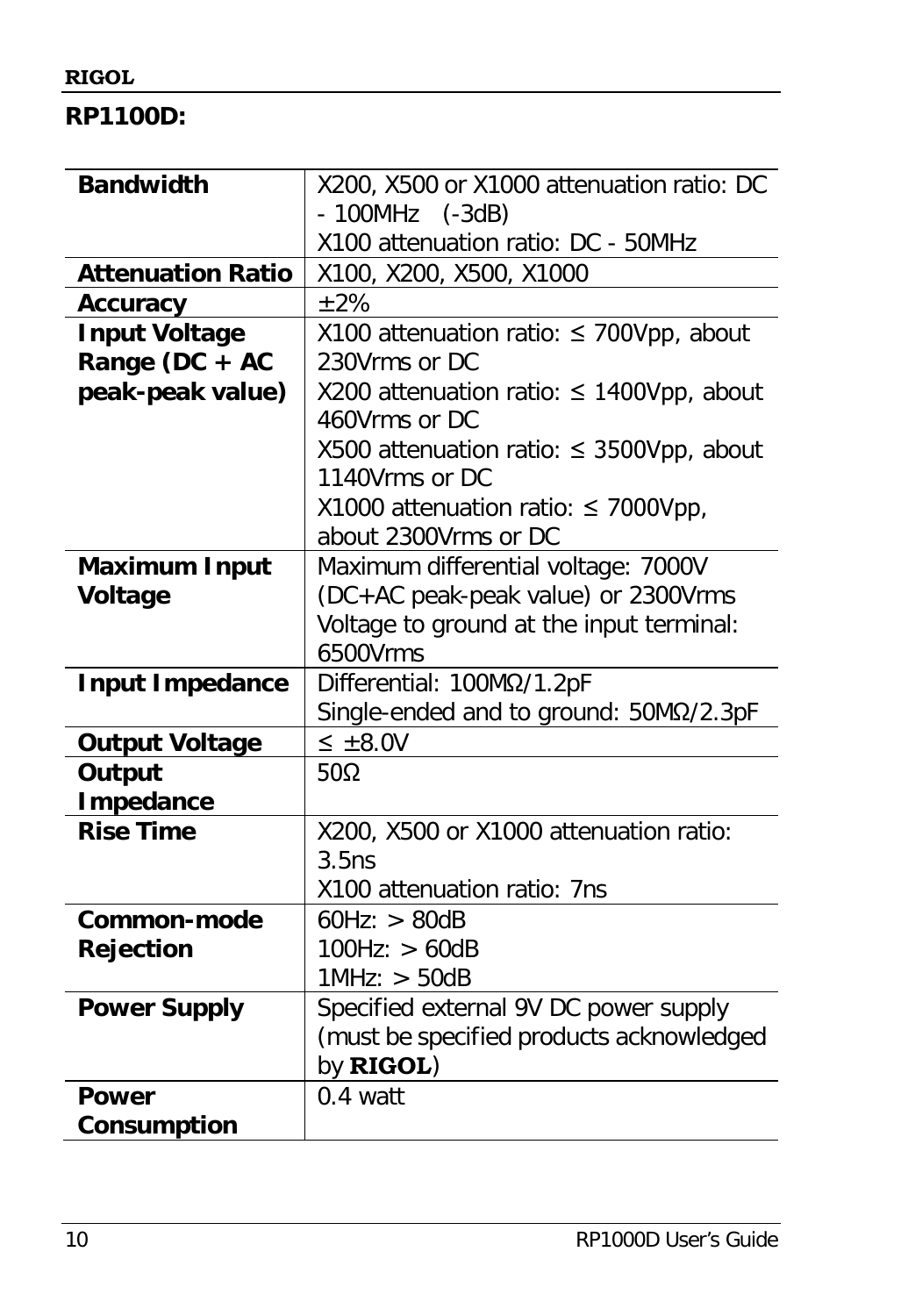**RP1100D:**

| | |
|---|---|
| **Bandwidth** | X200, X500 or X1000 attenuation ratio: DC - 100MHz (-3dB)<br>X100 attenuation ratio: DC - 50MHz |
| **Attenuation Ratio** | X100, X200, X500, X1000 |
| **Accuracy** | ±2% |
| **Input Voltage Range (DC + AC peak-peak value)** | X100 attenuation ratio: ≤ 700Vpp, about 230Vrms or DC<br>X200 attenuation ratio: ≤ 1400Vpp, about 460Vrms or DC<br>X500 attenuation ratio: ≤ 3500Vpp, about 1140Vrms or DC<br>X1000 attenuation ratio: ≤ 7000Vpp, about 2300Vrms or DC |
| **Maximum Input Voltage** | Maximum differential voltage: 7000V (DC+AC peak-peak value) or 2300Vrms<br>Voltage to ground at the input terminal: 6500Vrms |
| **Input Impedance** | Differential: 100MΩ/1.2pF<br>Single-ended and to ground: 50MΩ/2.3pF |
| **Output Voltage** | ≤ ±8.0V |
| **Output Impedance** | 50Ω |
| **Rise Time** | X200, X500 or X1000 attenuation ratio: 3.5ns<br>X100 attenuation ratio: 7ns |
| **Common-mode Rejection** | 60Hz: > 80dB<br>100Hz: > 60dB<br>1MHz: > 50dB |
| **Power Supply** | Specified external 9V DC power supply (must be specified products acknowledged by **RIGOL**) |
| **Power Consumption** | 0.4 watt |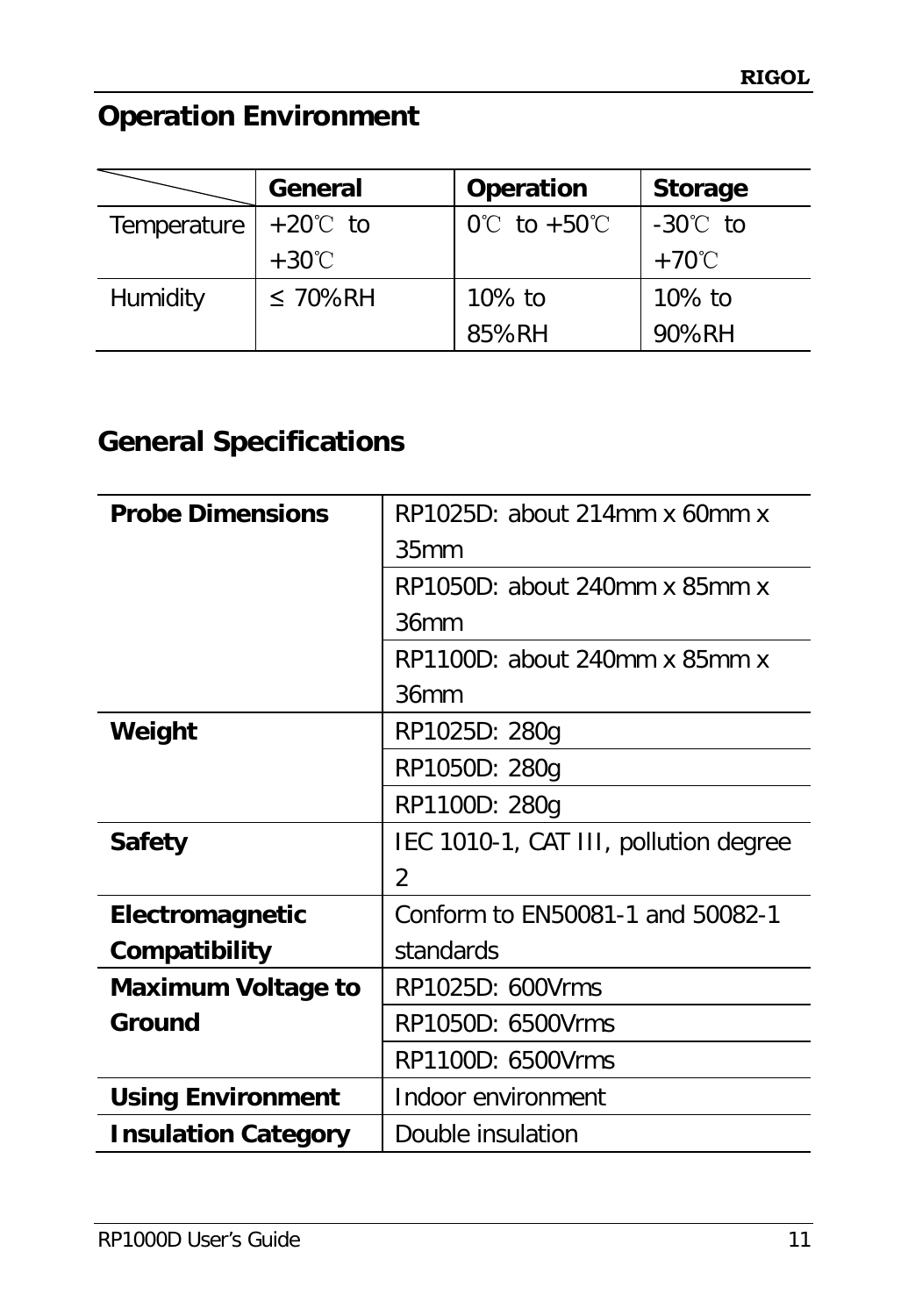## Operation Environment

| | General | Operation | Storage |
|---|---|---|---|
| Temperature | +20℃ to +30℃ | 0℃ to +50℃ | -30℃ to +70℃ |
| Humidity | ≤ 70%RH | 10% to 85%RH | 10% to 90%RH |

## General Specifications

| | |
|---|---|
| **Probe Dimensions** | RP1025D: about 214mm x 60mm x 35mm |
| | RP1050D: about 240mm x 85mm x 36mm |
| | RP1100D: about 240mm x 85mm x 36mm |
| **Weight** | RP1025D: 280g |
| | RP1050D: 280g |
| | RP1100D: 280g |
| **Safety** | IEC 1010-1, CAT III, pollution degree 2 |
| **Electromagnetic Compatibility** | Conform to EN50081-1 and 50082-1 standards |
| **Maximum Voltage to Ground** | RP1025D: 600Vrms |
| | RP1050D: 6500Vrms |
| | RP1100D: 6500Vrms |
| **Using Environment** | Indoor environment |
| **Insulation Category** | Double insulation |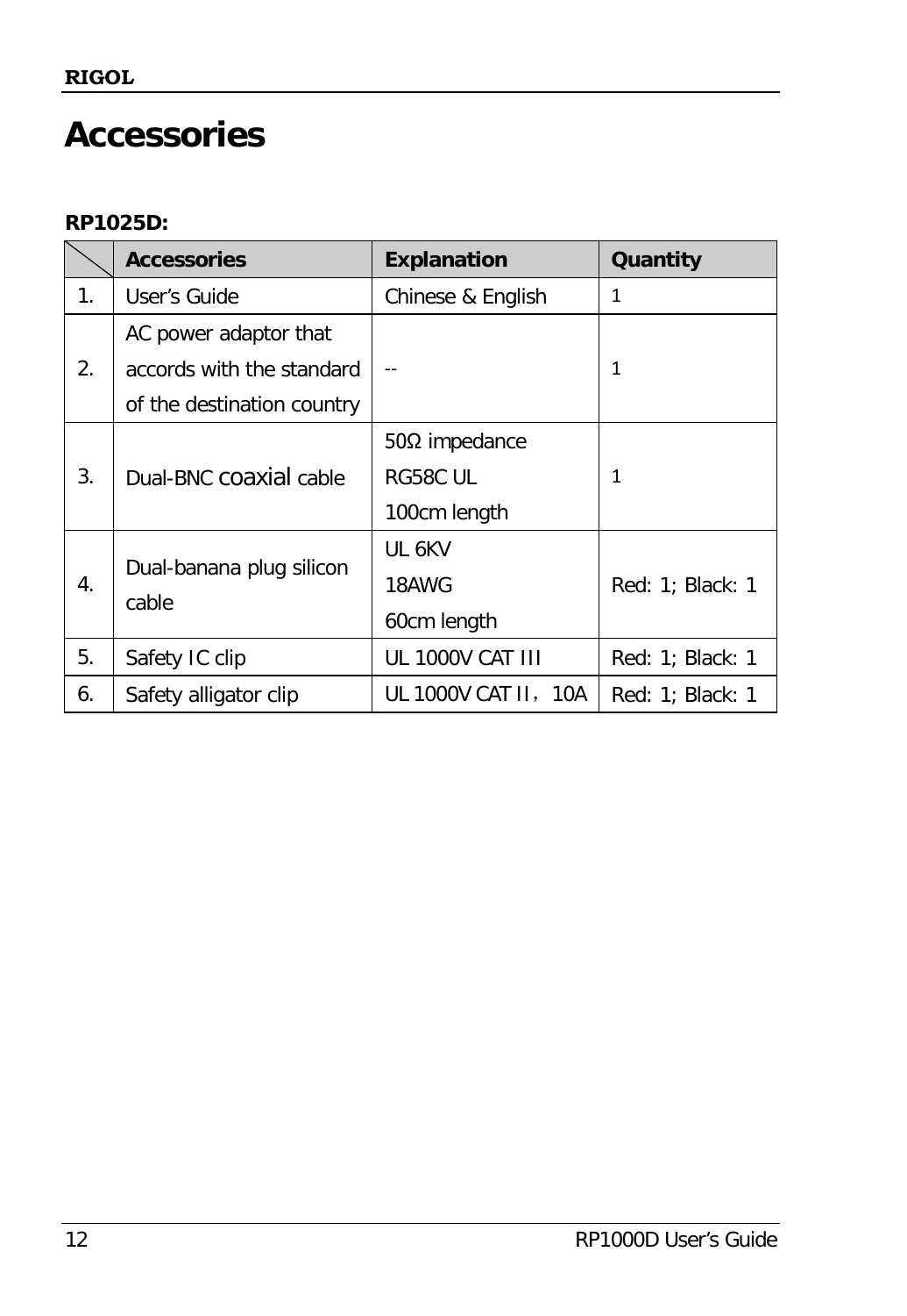# Accessories

**RP1025D:**

| | Accessories | Explanation | Quantity |
|---|---|---|---|
| 1. | User's Guide | Chinese & English | 1 |
| 2. | AC power adaptor that accords with the standard of the destination country | -- | 1 |
| 3. | Dual-BNC coaxial cable | 50Ω impedance<br>RG58C UL<br>100cm length | 1 |
| 4. | Dual-banana plug silicon cable | UL 6KV<br>18AWG<br>60cm length | Red: 1; Black: 1 |
| 5. | Safety IC clip | UL 1000V CAT III | Red: 1; Black: 1 |
| 6. | Safety alligator clip | UL 1000V CAT II，10A | Red: 1; Black: 1 |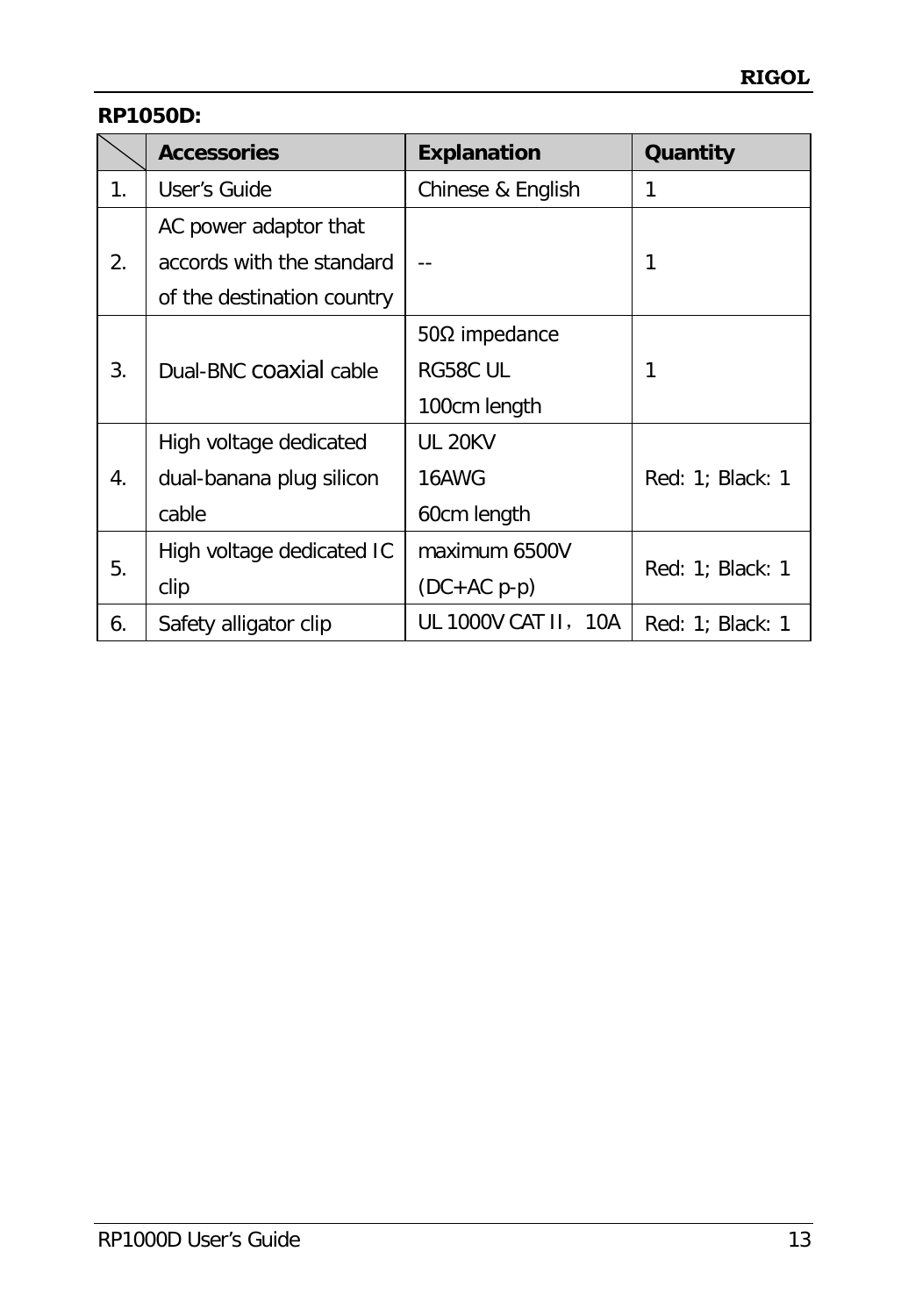**RP1050D:**

|  | Accessories | Explanation | Quantity |
|---|---|---|---|
| 1. | User's Guide | Chinese & English | 1 |
| 2. | AC power adaptor that accords with the standard of the destination country | -- | 1 |
| 3. | Dual-BNC coaxial cable | 50Ω impedance<br>RG58C UL<br>100cm length | 1 |
| 4. | High voltage dedicated dual-banana plug silicon cable | UL 20KV<br>16AWG<br>60cm length | Red: 1; Black: 1 |
| 5. | High voltage dedicated IC clip | maximum 6500V (DC+AC p-p) | Red: 1; Black: 1 |
| 6. | Safety alligator clip | UL 1000V CAT II，10A | Red: 1; Black: 1 |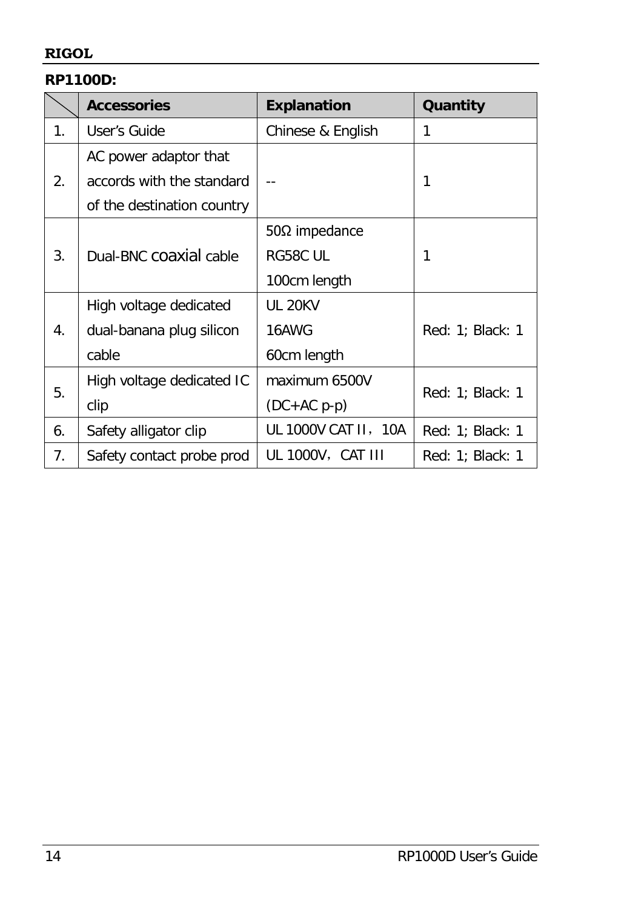**RP1100D:**

| | Accessories | Explanation | Quantity |
|---|---|---|---|
| 1. | User's Guide | Chinese & English | 1 |
| 2. | AC power adaptor that accords with the standard of the destination country | -- | 1 |
| 3. | Dual-BNC coaxial cable | 50Ω impedance<br>RG58C UL<br>100cm length | 1 |
| 4. | High voltage dedicated dual-banana plug silicon cable | UL 20KV<br>16AWG<br>60cm length | Red: 1; Black: 1 |
| 5. | High voltage dedicated IC clip | maximum 6500V<br>(DC+AC p-p) | Red: 1; Black: 1 |
| 6. | Safety alligator clip | UL 1000V CAT II，10A | Red: 1; Black: 1 |
| 7. | Safety contact probe prod | UL 1000V，CAT III | Red: 1; Black: 1 |